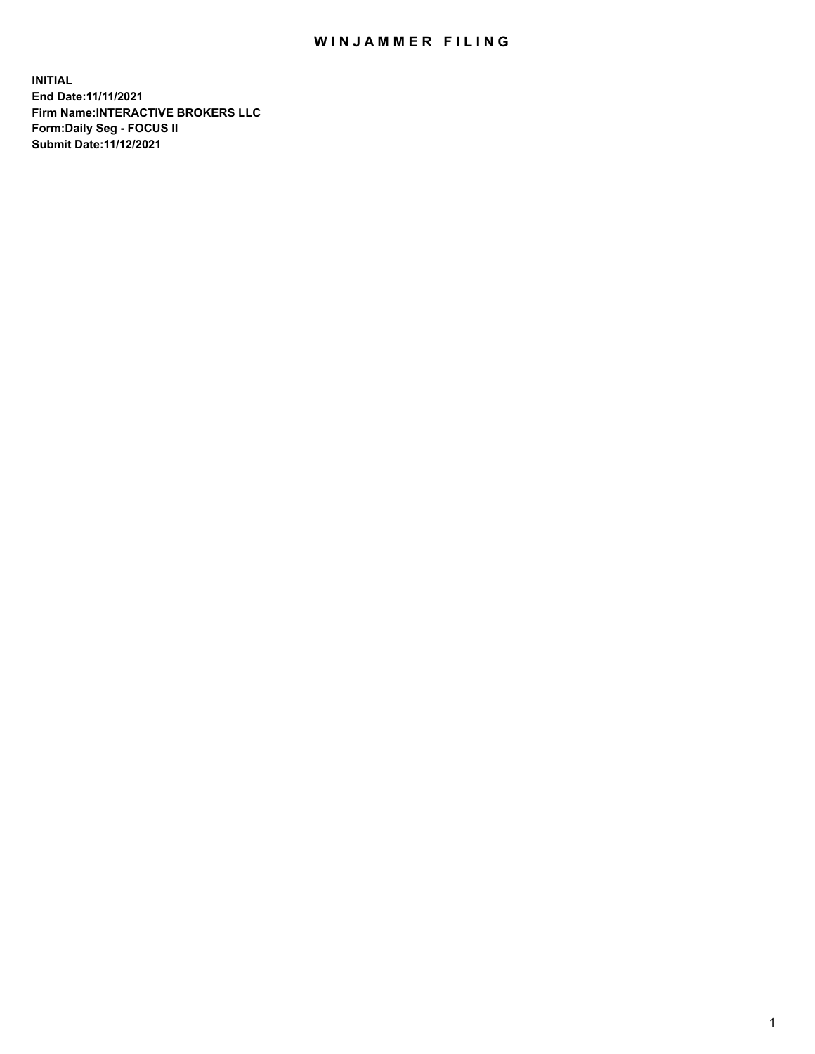# WINJAMMER FILING

**INITIAL**
**End Date:11/11/2021**
**Firm Name:INTERACTIVE BROKERS LLC**
**Form:Daily Seg - FOCUS II**
**Submit Date:11/12/2021**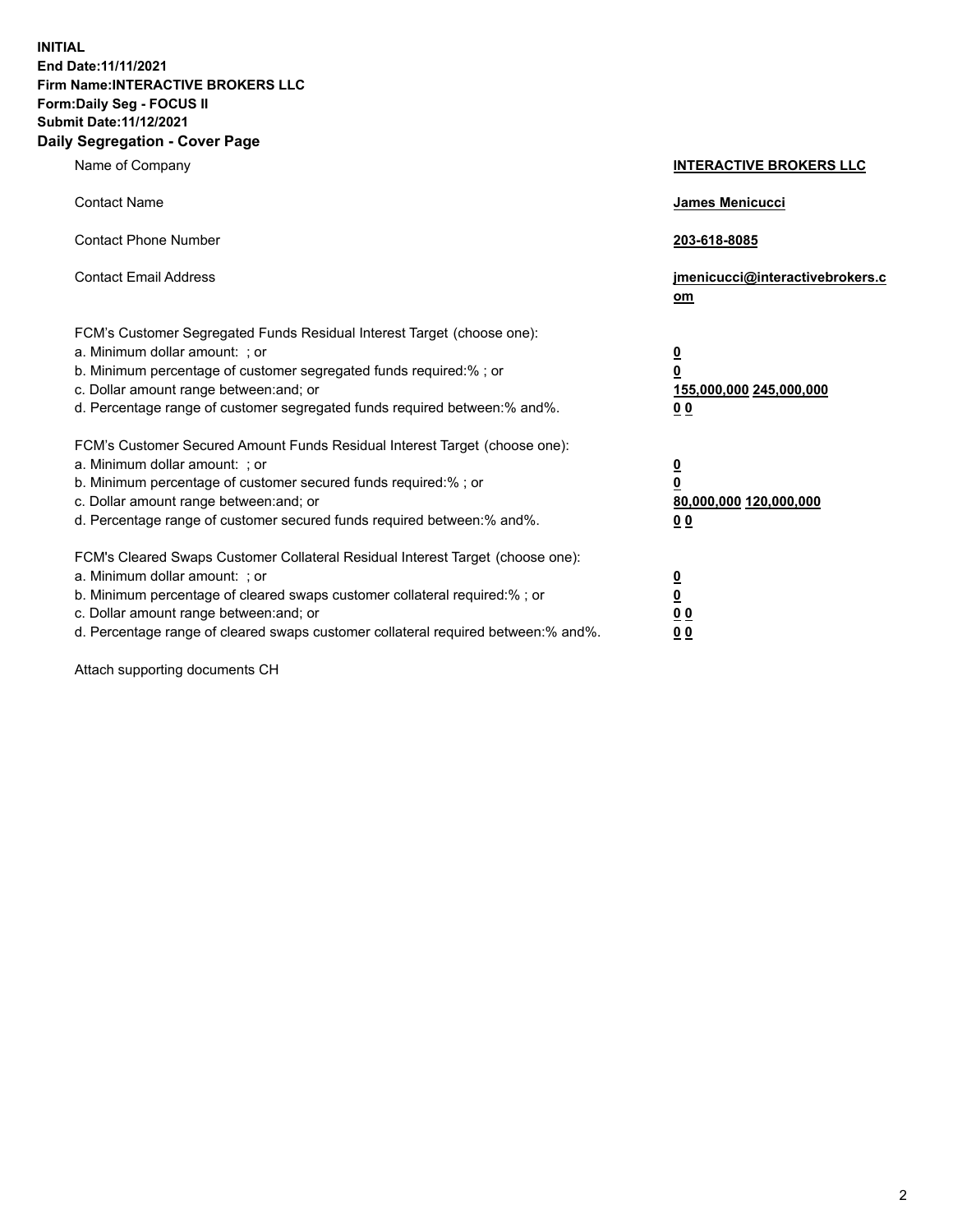**INITIAL**
**End Date:11/11/2021**
**Firm Name:INTERACTIVE BROKERS LLC**
**Form:Daily Seg - FOCUS II**
**Submit Date:11/12/2021**

## Daily Segregation - Cover Page

| | |
|---|---|
| Name of Company | **INTERACTIVE BROKERS LLC** |
| Contact Name | **James Menicucci** |
| Contact Phone Number | **203-618-8085** |
| Contact Email Address | **jmenicucci@interactivebrokers.com** |

FCM's Customer Segregated Funds Residual Interest Target (choose one):

| | |
|---|---|
| a. Minimum dollar amount: ; or | **0** |
| b. Minimum percentage of customer segregated funds required:% ; or | **0** |
| c. Dollar amount range between:and; or | **155,000,000 245,000,000** |
| d. Percentage range of customer segregated funds required between:% and%. | **0 0** |

FCM's Customer Secured Amount Funds Residual Interest Target (choose one):

| | |
|---|---|
| a. Minimum dollar amount: ; or | **0** |
| b. Minimum percentage of customer secured funds required:% ; or | **0** |
| c. Dollar amount range between:and; or | **80,000,000 120,000,000** |
| d. Percentage range of customer secured funds required between:% and%. | **0 0** |

FCM's Cleared Swaps Customer Collateral Residual Interest Target (choose one):

| | |
|---|---|
| a. Minimum dollar amount: ; or | **0** |
| b. Minimum percentage of cleared swaps customer collateral required:% ; or | **0** |
| c. Dollar amount range between:and; or | **0 0** |
| d. Percentage range of cleared swaps customer collateral required between:% and%. | **0 0** |

Attach supporting documents CH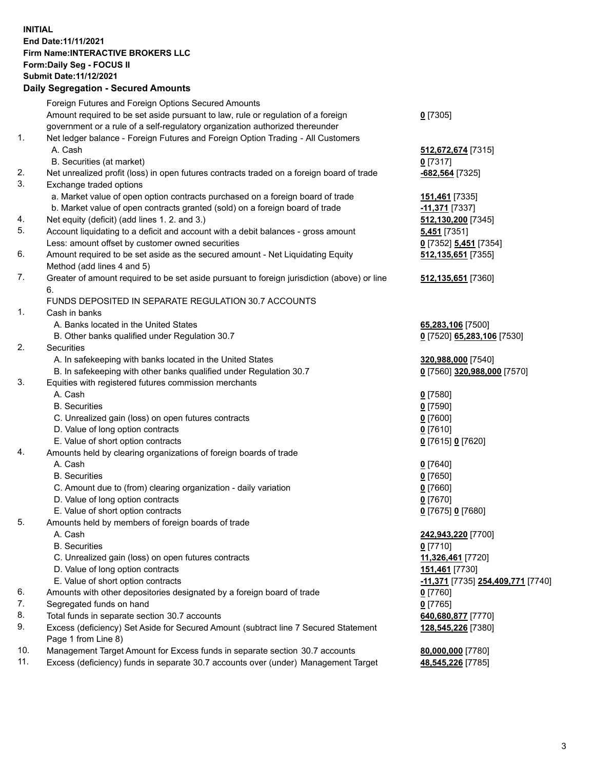**INITIAL**
**End Date:11/11/2021**
**Firm Name:INTERACTIVE BROKERS LLC**
**Form:Daily Seg - FOCUS II**
**Submit Date:11/12/2021**

**Daily Segregation - Secured Amounts**

| | | |
|---|---|---|
| | Foreign Futures and Foreign Options Secured Amounts | |
| | Amount required to be set aside pursuant to law, rule or regulation of a foreign government or a rule of a self-regulatory organization authorized thereunder | **0** [7305] |
| 1. | Net ledger balance - Foreign Futures and Foreign Option Trading - All Customers | |
| | A. Cash | **512,672,674** [7315] |
| | B. Securities (at market) | **0** [7317] |
| 2. | Net unrealized profit (loss) in open futures contracts traded on a foreign board of trade | **-682,564** [7325] |
| 3. | Exchange traded options | |
| | a. Market value of open option contracts purchased on a foreign board of trade | **151,461** [7335] |
| | b. Market value of open contracts granted (sold) on a foreign board of trade | **-11,371** [7337] |
| 4. | Net equity (deficit) (add lines 1. 2. and 3.) | **512,130,200** [7345] |
| 5. | Account liquidating to a deficit and account with a debit balances - gross amount | **5,451** [7351] |
| | Less: amount offset by customer owned securities | **0** [7352] **5,451** [7354] |
| 6. | Amount required to be set aside as the secured amount - Net Liquidating Equity Method (add lines 4 and 5) | **512,135,651** [7355] |
| 7. | Greater of amount required to be set aside pursuant to foreign jurisdiction (above) or line 6. | **512,135,651** [7360] |
| | FUNDS DEPOSITED IN SEPARATE REGULATION 30.7 ACCOUNTS | |
| 1. | Cash in banks | |
| | A. Banks located in the United States | **65,283,106** [7500] |
| | B. Other banks qualified under Regulation 30.7 | **0** [7520] **65,283,106** [7530] |
| 2. | Securities | |
| | A. In safekeeping with banks located in the United States | **320,988,000** [7540] |
| | B. In safekeeping with other banks qualified under Regulation 30.7 | **0** [7560] **320,988,000** [7570] |
| 3. | Equities with registered futures commission merchants | |
| | A. Cash | **0** [7580] |
| | B. Securities | **0** [7590] |
| | C. Unrealized gain (loss) on open futures contracts | **0** [7600] |
| | D. Value of long option contracts | **0** [7610] |
| | E. Value of short option contracts | **0** [7615] **0** [7620] |
| 4. | Amounts held by clearing organizations of foreign boards of trade | |
| | A. Cash | **0** [7640] |
| | B. Securities | **0** [7650] |
| | C. Amount due to (from) clearing organization - daily variation | **0** [7660] |
| | D. Value of long option contracts | **0** [7670] |
| | E. Value of short option contracts | **0** [7675] **0** [7680] |
| 5. | Amounts held by members of foreign boards of trade | |
| | A. Cash | **242,943,220** [7700] |
| | B. Securities | **0** [7710] |
| | C. Unrealized gain (loss) on open futures contracts | **11,326,461** [7720] |
| | D. Value of long option contracts | **151,461** [7730] |
| | E. Value of short option contracts | **-11,371** [7735] **254,409,771** [7740] |
| 6. | Amounts with other depositories designated by a foreign board of trade | **0** [7760] |
| 7. | Segregated funds on hand | **0** [7765] |
| 8. | Total funds in separate section 30.7 accounts | **640,680,877** [7770] |
| 9. | Excess (deficiency) Set Aside for Secured Amount (subtract line 7 Secured Statement Page 1 from Line 8) | **128,545,226** [7380] |
| 10. | Management Target Amount for Excess funds in separate section 30.7 accounts | **80,000,000** [7780] |
| 11. | Excess (deficiency) funds in separate 30.7 accounts over (under) Management Target | **48,545,226** [7785] |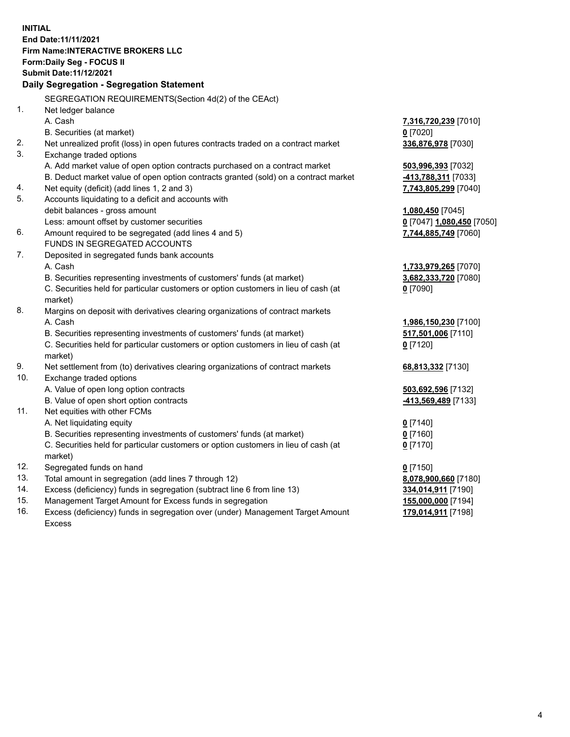**INITIAL**
**End Date:11/11/2021**
**Firm Name:INTERACTIVE BROKERS LLC**
**Form:Daily Seg - FOCUS II**
**Submit Date:11/12/2021**

**Daily Segregation - Segregation Statement**

SEGREGATION REQUIREMENTS(Section 4d(2) of the CEAct)

| | | |
|---|---|---|
| 1. | Net ledger balance | |
| | A. Cash | **7,316,720,239** [7010] |
| | B. Securities (at market) | **0** [7020] |
| 2. | Net unrealized profit (loss) in open futures contracts traded on a contract market | **336,876,978** [7030] |
| 3. | Exchange traded options | |
| | A. Add market value of open option contracts purchased on a contract market | **503,996,393** [7032] |
| | B. Deduct market value of open option contracts granted (sold) on a contract market | **-413,788,311** [7033] |
| 4. | Net equity (deficit) (add lines 1, 2 and 3) | **7,743,805,299** [7040] |
| 5. | Accounts liquidating to a deficit and accounts with debit balances - gross amount | **1,080,450** [7045] |
| | Less: amount offset by customer securities | **0** [7047] **1,080,450** [7050] |
| 6. | Amount required to be segregated (add lines 4 and 5) | **7,744,885,749** [7060] |
| | FUNDS IN SEGREGATED ACCOUNTS | |
| 7. | Deposited in segregated funds bank accounts | |
| | A. Cash | **1,733,979,265** [7070] |
| | B. Securities representing investments of customers' funds (at market) | **3,682,333,720** [7080] |
| | C. Securities held for particular customers or option customers in lieu of cash (at market) | **0** [7090] |
| 8. | Margins on deposit with derivatives clearing organizations of contract markets | |
| | A. Cash | **1,986,150,230** [7100] |
| | B. Securities representing investments of customers' funds (at market) | **517,501,006** [7110] |
| | C. Securities held for particular customers or option customers in lieu of cash (at market) | **0** [7120] |
| 9. | Net settlement from (to) derivatives clearing organizations of contract markets | **68,813,332** [7130] |
| 10. | Exchange traded options | |
| | A. Value of open long option contracts | **503,692,596** [7132] |
| | B. Value of open short option contracts | **-413,569,489** [7133] |
| 11. | Net equities with other FCMs | |
| | A. Net liquidating equity | **0** [7140] |
| | B. Securities representing investments of customers' funds (at market) | **0** [7160] |
| | C. Securities held for particular customers or option customers in lieu of cash (at market) | **0** [7170] |
| 12. | Segregated funds on hand | **0** [7150] |
| 13. | Total amount in segregation (add lines 7 through 12) | **8,078,900,660** [7180] |
| 14. | Excess (deficiency) funds in segregation (subtract line 6 from line 13) | **334,014,911** [7190] |
| 15. | Management Target Amount for Excess funds in segregation | **155,000,000** [7194] |
| 16. | Excess (deficiency) funds in segregation over (under) Management Target Amount Excess | **179,014,911** [7198] |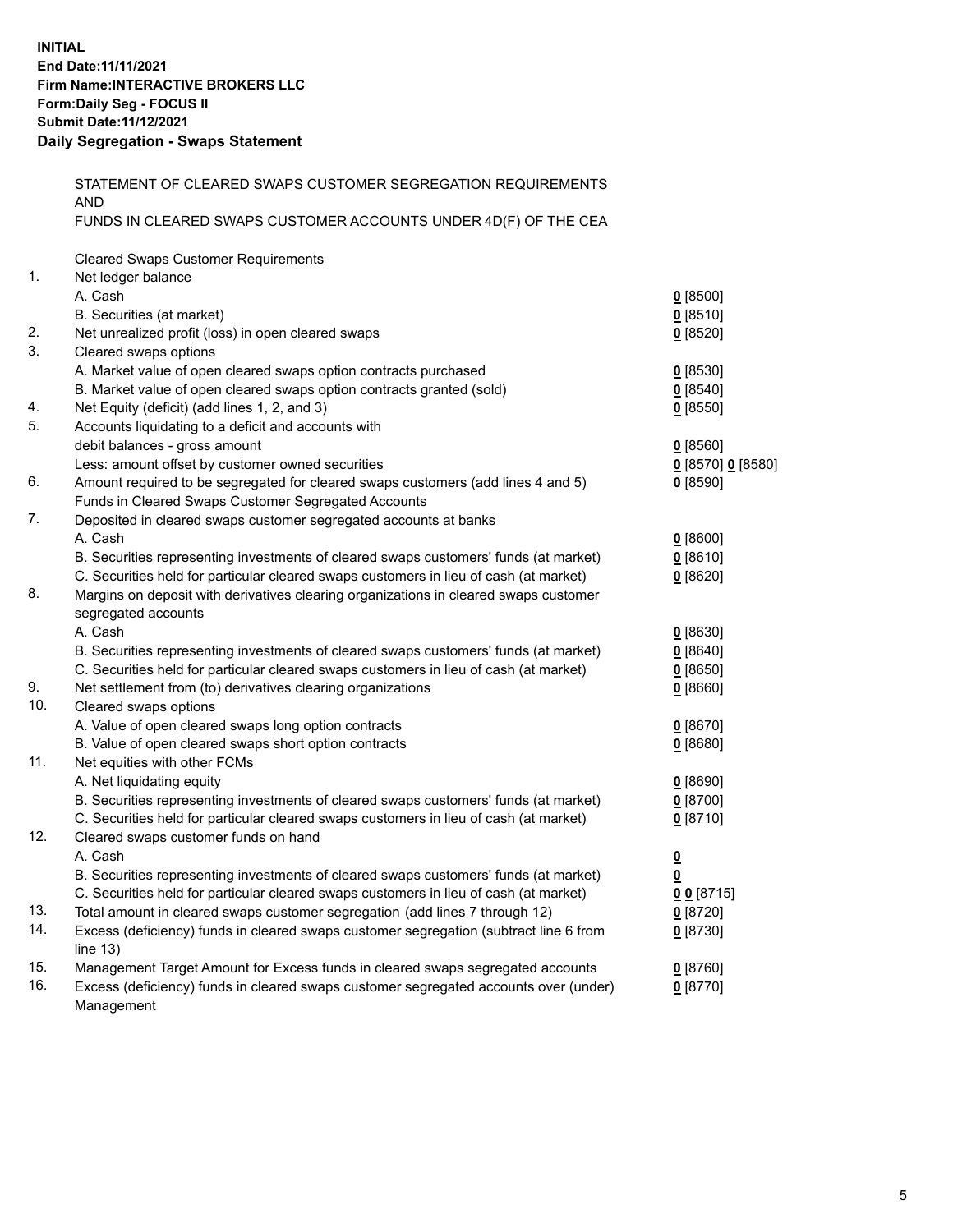**INITIAL**
**End Date:11/11/2021**
**Firm Name:INTERACTIVE BROKERS LLC**
**Form:Daily Seg - FOCUS II**
**Submit Date:11/12/2021**
**Daily Segregation - Swaps Statement**

STATEMENT OF CLEARED SWAPS CUSTOMER SEGREGATION REQUIREMENTS AND
FUNDS IN CLEARED SWAPS CUSTOMER ACCOUNTS UNDER 4D(F) OF THE CEA

| | | |
|---|---|---|
| | Cleared Swaps Customer Requirements | |
| 1. | Net ledger balance | |
| | A. Cash | 0 [8500] |
| | B. Securities (at market) | 0 [8510] |
| 2. | Net unrealized profit (loss) in open cleared swaps | 0 [8520] |
| 3. | Cleared swaps options | |
| | A. Market value of open cleared swaps option contracts purchased | 0 [8530] |
| | B. Market value of open cleared swaps option contracts granted (sold) | 0 [8540] |
| 4. | Net Equity (deficit) (add lines 1, 2, and 3) | 0 [8550] |
| 5. | Accounts liquidating to a deficit and accounts with | |
| | debit balances - gross amount | 0 [8560] |
| | Less: amount offset by customer owned securities | 0 [8570] 0 [8580] |
| 6. | Amount required to be segregated for cleared swaps customers (add lines 4 and 5) | 0 [8590] |
| | Funds in Cleared Swaps Customer Segregated Accounts | |
| 7. | Deposited in cleared swaps customer segregated accounts at banks | |
| | A. Cash | 0 [8600] |
| | B. Securities representing investments of cleared swaps customers' funds (at market) | 0 [8610] |
| | C. Securities held for particular cleared swaps customers in lieu of cash (at market) | 0 [8620] |
| 8. | Margins on deposit with derivatives clearing organizations in cleared swaps customer segregated accounts | |
| | A. Cash | 0 [8630] |
| | B. Securities representing investments of cleared swaps customers' funds (at market) | 0 [8640] |
| | C. Securities held for particular cleared swaps customers in lieu of cash (at market) | 0 [8650] |
| 9. | Net settlement from (to) derivatives clearing organizations | 0 [8660] |
| 10. | Cleared swaps options | |
| | A. Value of open cleared swaps long option contracts | 0 [8670] |
| | B. Value of open cleared swaps short option contracts | 0 [8680] |
| 11. | Net equities with other FCMs | |
| | A. Net liquidating equity | 0 [8690] |
| | B. Securities representing investments of cleared swaps customers' funds (at market) | 0 [8700] |
| | C. Securities held for particular cleared swaps customers in lieu of cash (at market) | 0 [8710] |
| 12. | Cleared swaps customer funds on hand | |
| | A. Cash | 0 |
| | B. Securities representing investments of cleared swaps customers' funds (at market) | 0 |
| | C. Securities held for particular cleared swaps customers in lieu of cash (at market) | 0 0 [8715] |
| 13. | Total amount in cleared swaps customer segregation (add lines 7 through 12) | 0 [8720] |
| 14. | Excess (deficiency) funds in cleared swaps customer segregation (subtract line 6 from line 13) | 0 [8730] |
| 15. | Management Target Amount for Excess funds in cleared swaps segregated accounts | 0 [8760] |
| 16. | Excess (deficiency) funds in cleared swaps customer segregated accounts over (under) Management | 0 [8770] |